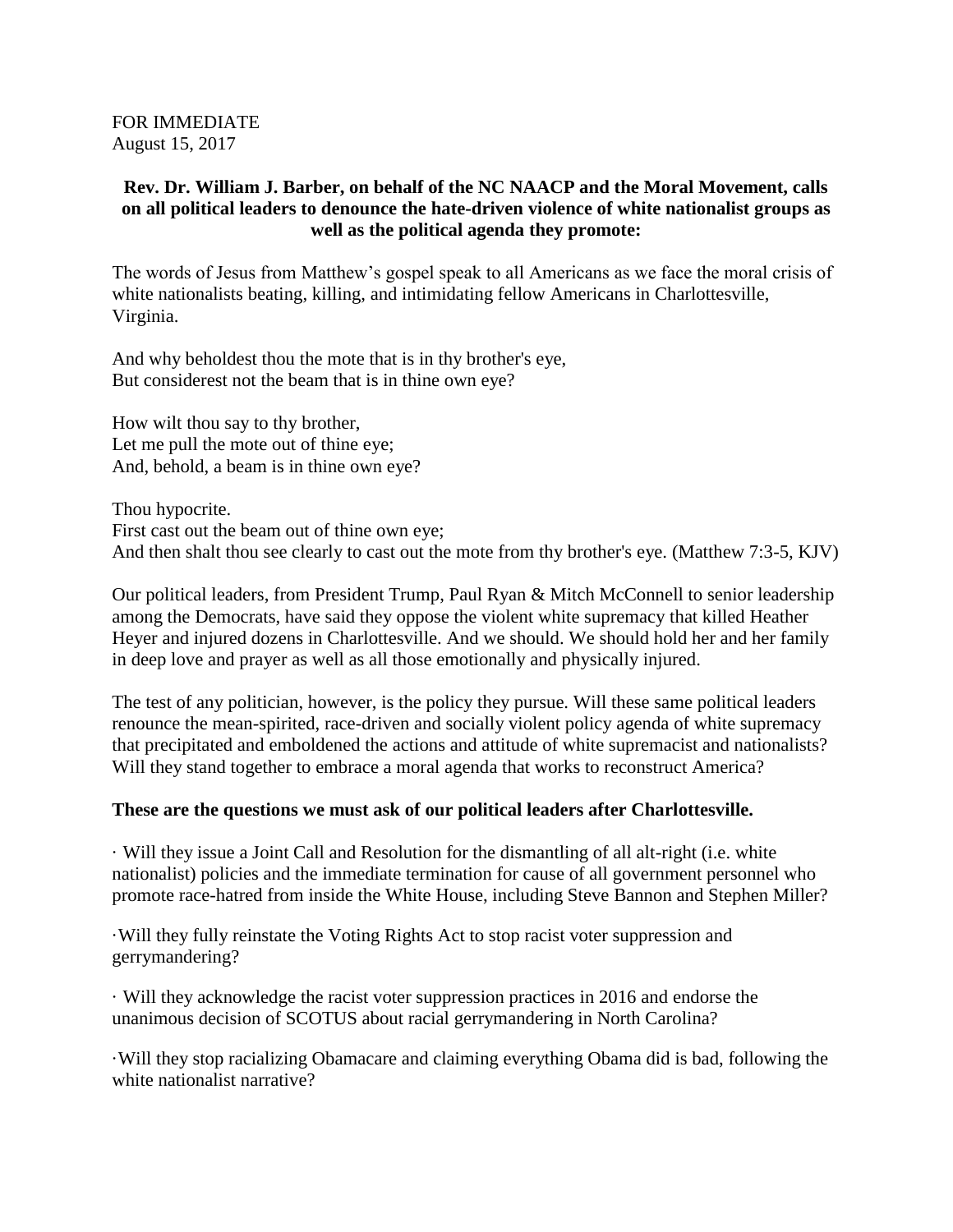FOR IMMEDIATE
August 15, 2017

**Rev. Dr. William J. Barber, on behalf of the NC NAACP and the Moral Movement, calls on all political leaders to denounce the hate-driven violence of white nationalist groups as well as the political agenda they promote:**

The words of Jesus from Matthew's gospel speak to all Americans as we face the moral crisis of white nationalists beating, killing, and intimidating fellow Americans in Charlottesville, Virginia.

And why beholdest thou the mote that is in thy brother's eye,
But considerest not the beam that is in thine own eye?

How wilt thou say to thy brother,
Let me pull the mote out of thine eye;
And, behold, a beam is in thine own eye?

Thou hypocrite.
First cast out the beam out of thine own eye;
And then shalt thou see clearly to cast out the mote from thy brother's eye. (Matthew 7:3-5, KJV)

Our political leaders, from President Trump, Paul Ryan & Mitch McConnell to senior leadership among the Democrats, have said they oppose the violent white supremacy that killed Heather Heyer and injured dozens in Charlottesville. And we should. We should hold her and her family in deep love and prayer as well as all those emotionally and physically injured.

The test of any politician, however, is the policy they pursue. Will these same political leaders renounce the mean-spirited, race-driven and socially violent policy agenda of white supremacy that precipitated and emboldened the actions and attitude of white supremacist and nationalists? Will they stand together to embrace a moral agenda that works to reconstruct America?

**These are the questions we must ask of our political leaders after Charlottesville.**

- Will they issue a Joint Call and Resolution for the dismantling of all alt-right (i.e. white nationalist) policies and the immediate termination for cause of all government personnel who promote race-hatred from inside the White House, including Steve Bannon and Stephen Miller?
- Will they fully reinstate the Voting Rights Act to stop racist voter suppression and gerrymandering?
- Will they acknowledge the racist voter suppression practices in 2016 and endorse the unanimous decision of SCOTUS about racial gerrymandering in North Carolina?
- Will they stop racializing Obamacare and claiming everything Obama did is bad, following the white nationalist narrative?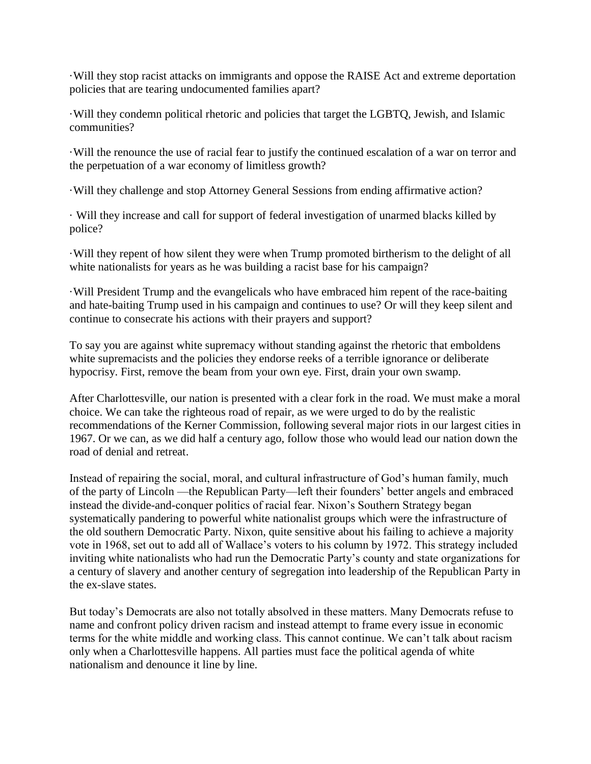- Will they stop racist attacks on immigrants and oppose the RAISE Act and extreme deportation policies that are tearing undocumented families apart?

- Will they condemn political rhetoric and policies that target the LGBTQ, Jewish, and Islamic communities?

- Will the renounce the use of racial fear to justify the continued escalation of a war on terror and the perpetuation of a war economy of limitless growth?

- Will they challenge and stop Attorney General Sessions from ending affirmative action?

- Will they increase and call for support of federal investigation of unarmed blacks killed by police?

- Will they repent of how silent they were when Trump promoted birtherism to the delight of all white nationalists for years as he was building a racist base for his campaign?

- Will President Trump and the evangelicals who have embraced him repent of the race-baiting and hate-baiting Trump used in his campaign and continues to use? Or will they keep silent and continue to consecrate his actions with their prayers and support?

To say you are against white supremacy without standing against the rhetoric that emboldens white supremacists and the policies they endorse reeks of a terrible ignorance or deliberate hypocrisy. First, remove the beam from your own eye. First, drain your own swamp.

After Charlottesville, our nation is presented with a clear fork in the road. We must make a moral choice. We can take the righteous road of repair, as we were urged to do by the realistic recommendations of the Kerner Commission, following several major riots in our largest cities in 1967. Or we can, as we did half a century ago, follow those who would lead our nation down the road of denial and retreat.

Instead of repairing the social, moral, and cultural infrastructure of God's human family, much of the party of Lincoln —the Republican Party—left their founders' better angels and embraced instead the divide-and-conquer politics of racial fear. Nixon's Southern Strategy began systematically pandering to powerful white nationalist groups which were the infrastructure of the old southern Democratic Party. Nixon, quite sensitive about his failing to achieve a majority vote in 1968, set out to add all of Wallace's voters to his column by 1972. This strategy included inviting white nationalists who had run the Democratic Party's county and state organizations for a century of slavery and another century of segregation into leadership of the Republican Party in the ex-slave states.

But today's Democrats are also not totally absolved in these matters. Many Democrats refuse to name and confront policy driven racism and instead attempt to frame every issue in economic terms for the white middle and working class. This cannot continue. We can't talk about racism only when a Charlottesville happens. All parties must face the political agenda of white nationalism and denounce it line by line.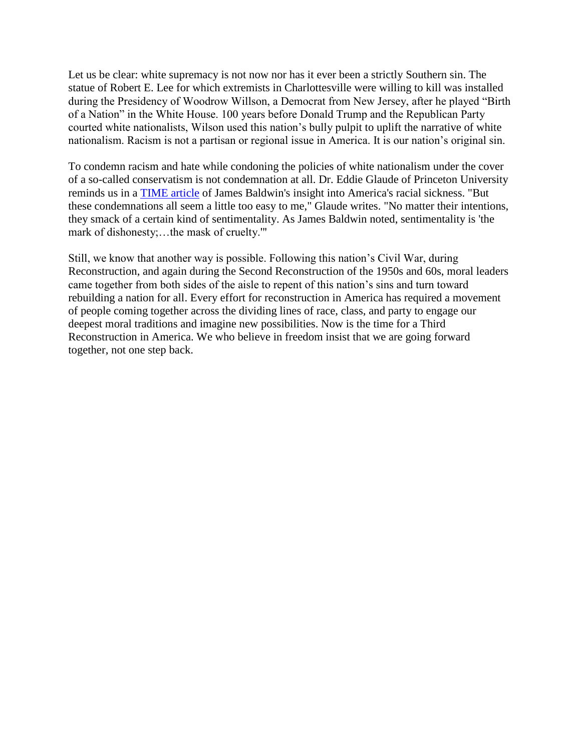Let us be clear: white supremacy is not now nor has it ever been a strictly Southern sin. The statue of Robert E. Lee for which extremists in Charlottesville were willing to kill was installed during the Presidency of Woodrow Willson, a Democrat from New Jersey, after he played "Birth of a Nation" in the White House. 100 years before Donald Trump and the Republican Party courted white nationalists, Wilson used this nation's bully pulpit to uplift the narrative of white nationalism. Racism is not a partisan or regional issue in America. It is our nation's original sin.

To condemn racism and hate while condoning the policies of white nationalism under the cover of a so-called conservatism is not condemnation at all. Dr. Eddie Glaude of Princeton University reminds us in a TIME article of James Baldwin's insight into America's racial sickness. "But these condemnations all seem a little too easy to me," Glaude writes. "No matter their intentions, they smack of a certain kind of sentimentality. As James Baldwin noted, sentimentality is 'the mark of dishonesty;…the mask of cruelty.'"

Still, we know that another way is possible. Following this nation's Civil War, during Reconstruction, and again during the Second Reconstruction of the 1950s and 60s, moral leaders came together from both sides of the aisle to repent of this nation's sins and turn toward rebuilding a nation for all. Every effort for reconstruction in America has required a movement of people coming together across the dividing lines of race, class, and party to engage our deepest moral traditions and imagine new possibilities. Now is the time for a Third Reconstruction in America. We who believe in freedom insist that we are going forward together, not one step back.